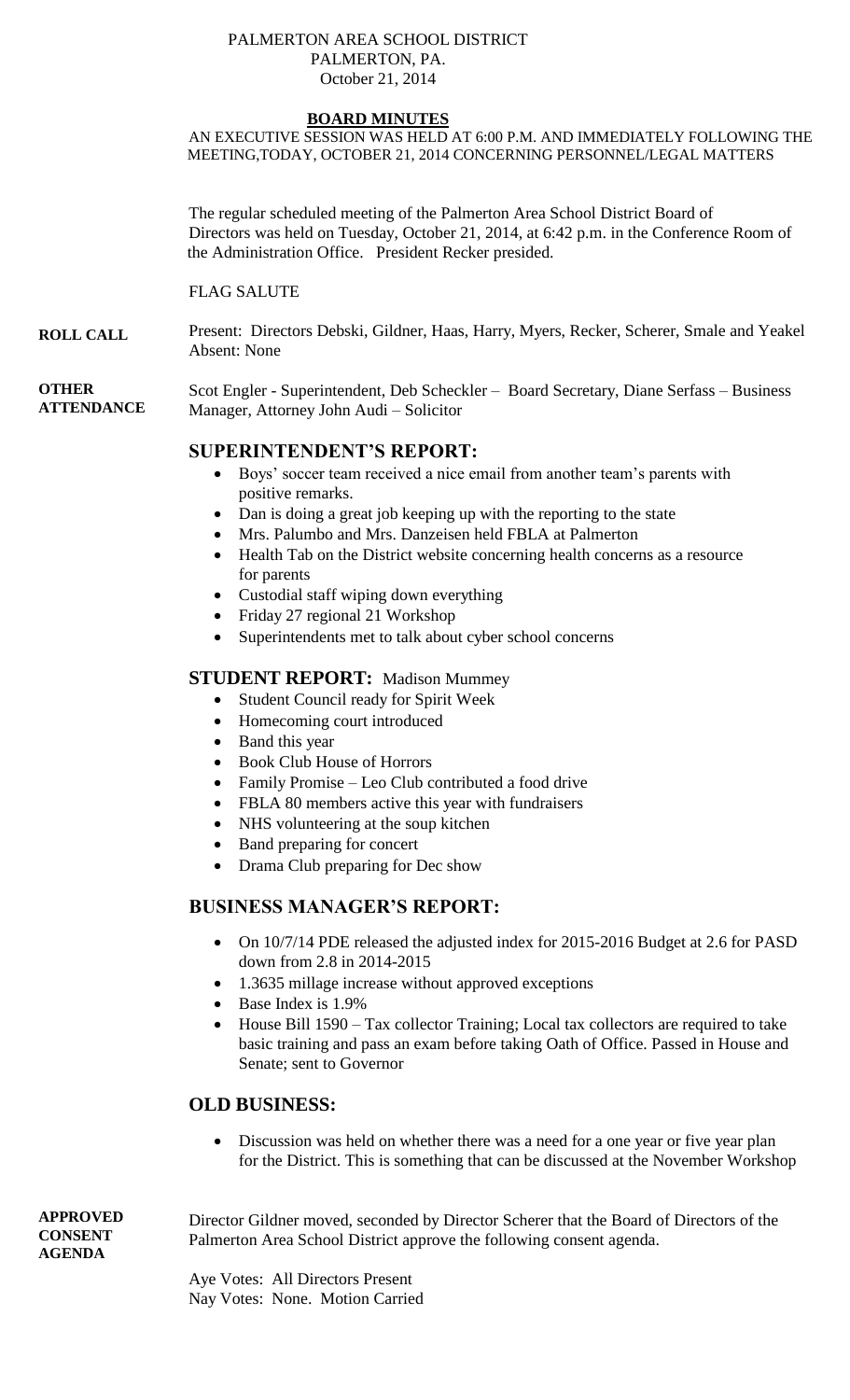PALMERTON AREA SCHOOL DISTRICT
PALMERTON, PA.
October 21, 2014

# BOARD MINUTES

AN EXECUTIVE SESSION WAS HELD AT 6:00 P.M. AND IMMEDIATELY FOLLOWING THE MEETING,TODAY, OCTOBER 21, 2014 CONCERNING PERSONNEL/LEGAL MATTERS

The regular scheduled meeting of the Palmerton Area School District Board of Directors was held on Tuesday, October 21, 2014, at 6:42 p.m. in the Conference Room of the Administration Office. President Recker presided.

FLAG SALUTE

**ROLL CALL**

Present: Directors Debski, Gildner, Haas, Harry, Myers, Recker, Scherer, Smale and Yeakel
Absent: None

**OTHER ATTENDANCE**

Scot Engler - Superintendent, Deb Scheckler – Board Secretary, Diane Serfass – Business Manager, Attorney John Audi – Solicitor

## SUPERINTENDENT'S REPORT:

- Boys' soccer team received a nice email from another team's parents with positive remarks.
- Dan is doing a great job keeping up with the reporting to the state
- Mrs. Palumbo and Mrs. Danzeisen held FBLA at Palmerton
- Health Tab on the District website concerning health concerns as a resource for parents
- Custodial staff wiping down everything
- Friday 27 regional 21 Workshop
- Superintendents met to talk about cyber school concerns

## STUDENT REPORT: Madison Mummey

- Student Council ready for Spirit Week
- Homecoming court introduced
- Band this year
- Book Club House of Horrors
- Family Promise – Leo Club contributed a food drive
- FBLA 80 members active this year with fundraisers
- NHS volunteering at the soup kitchen
- Band preparing for concert
- Drama Club preparing for Dec show

## BUSINESS MANAGER'S REPORT:

- On 10/7/14 PDE released the adjusted index for 2015-2016 Budget at 2.6 for PASD down from 2.8 in 2014-2015
- 1.3635 millage increase without approved exceptions
- Base Index is 1.9%
- House Bill 1590 – Tax collector Training; Local tax collectors are required to take basic training and pass an exam before taking Oath of Office. Passed in House and Senate; sent to Governor

## OLD BUSINESS:

- Discussion was held on whether there was a need for a one year or five year plan for the District. This is something that can be discussed at the November Workshop

**APPROVED CONSENT AGENDA**

Director Gildner moved, seconded by Director Scherer that the Board of Directors of the Palmerton Area School District approve the following consent agenda.

Aye Votes: All Directors Present
Nay Votes: None. Motion Carried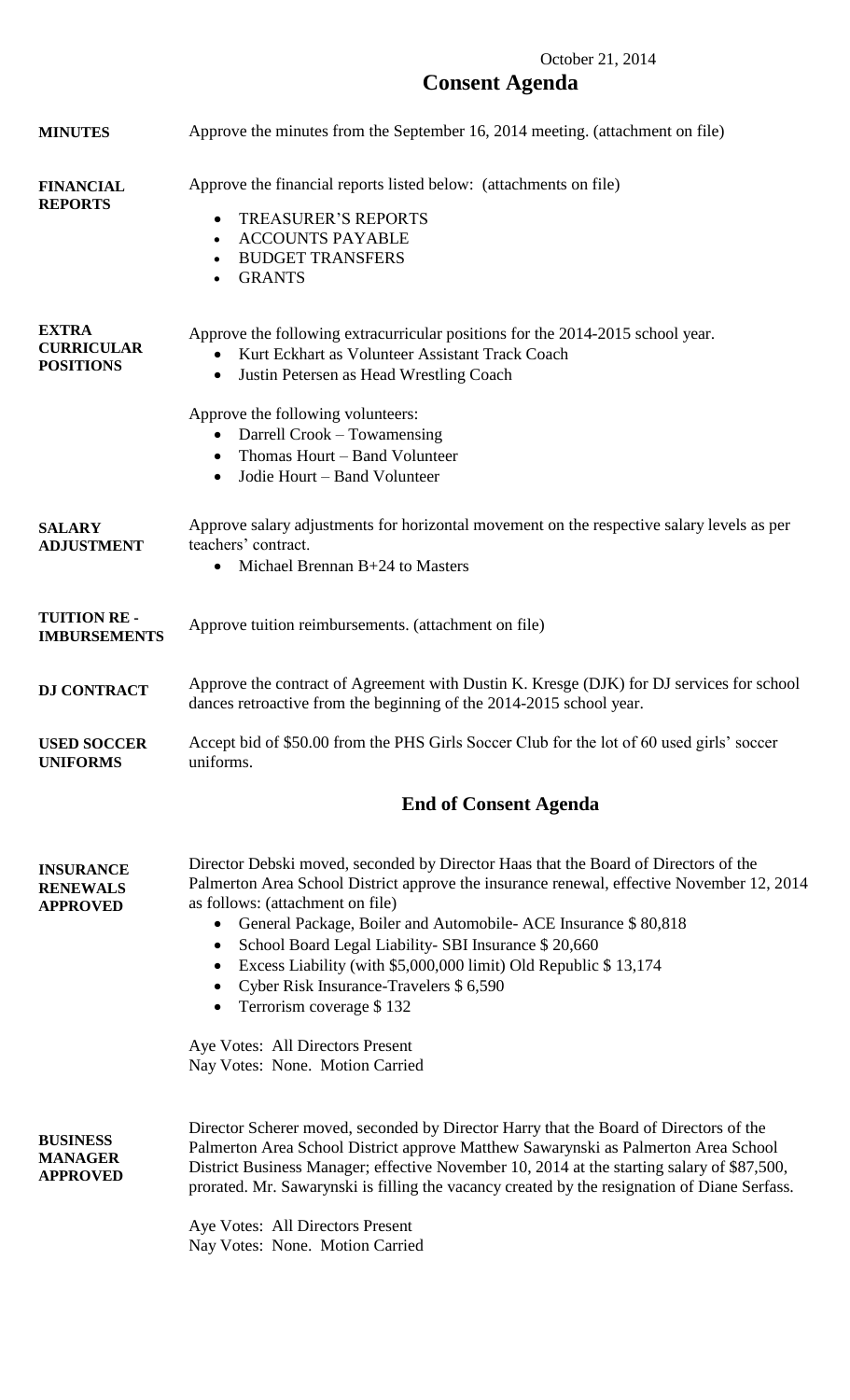October 21, 2014

# Consent Agenda

**MINUTES**

Approve the minutes from the September 16, 2014 meeting. (attachment on file)

**FINANCIAL REPORTS**

Approve the financial reports listed below: (attachments on file)

- TREASURER'S REPORTS
- ACCOUNTS PAYABLE
- BUDGET TRANSFERS
- GRANTS

**EXTRA CURRICULAR POSITIONS**

Approve the following extracurricular positions for the 2014-2015 school year.

- Kurt Eckhart as Volunteer Assistant Track Coach
- Justin Petersen as Head Wrestling Coach

Approve the following volunteers:

- Darrell Crook – Towamensing
- Thomas Hourt – Band Volunteer
- Jodie Hourt – Band Volunteer

**SALARY ADJUSTMENT**

Approve salary adjustments for horizontal movement on the respective salary levels as per teachers' contract.

- Michael Brennan B+24 to Masters

**TUITION RE - IMBURSEMENTS**

Approve tuition reimbursements. (attachment on file)

**DJ CONTRACT**

Approve the contract of Agreement with Dustin K. Kresge (DJK) for DJ services for school dances retroactive from the beginning of the 2014-2015 school year.

**USED SOCCER UNIFORMS**

Accept bid of $50.00 from the PHS Girls Soccer Club for the lot of 60 used girls' soccer uniforms.

## End of Consent Agenda

**INSURANCE RENEWALS APPROVED**

Director Debski moved, seconded by Director Haas that the Board of Directors of the Palmerton Area School District approve the insurance renewal, effective November 12, 2014 as follows: (attachment on file)

- General Package, Boiler and Automobile- ACE Insurance $ 80,818
- School Board Legal Liability- SBI Insurance $ 20,660
- Excess Liability (with $5,000,000 limit) Old Republic $ 13,174
- Cyber Risk Insurance-Travelers $ 6,590
- Terrorism coverage $ 132

Aye Votes: All Directors Present
Nay Votes: None. Motion Carried

**BUSINESS MANAGER APPROVED**

Director Scherer moved, seconded by Director Harry that the Board of Directors of the Palmerton Area School District approve Matthew Sawarynski as Palmerton Area School District Business Manager; effective November 10, 2014 at the starting salary of $87,500, prorated. Mr. Sawarynski is filling the vacancy created by the resignation of Diane Serfass.

Aye Votes: All Directors Present
Nay Votes: None. Motion Carried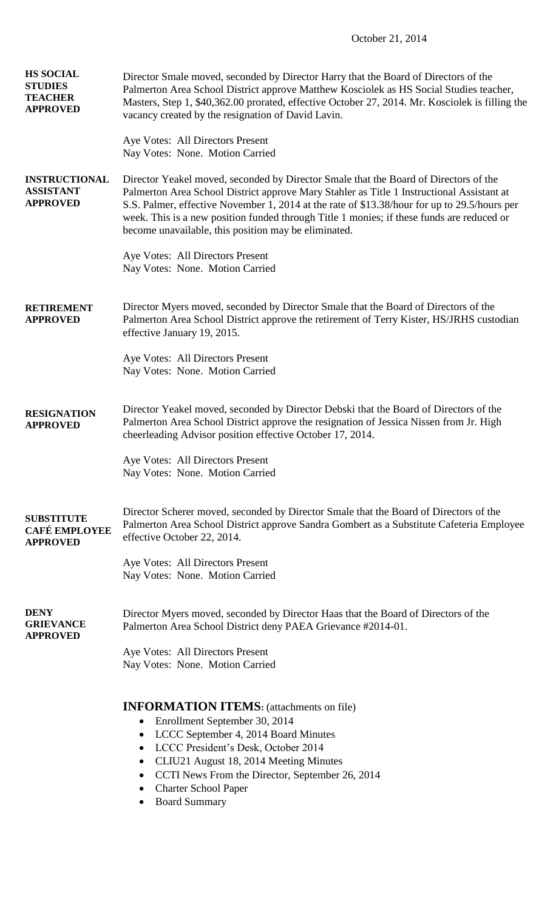October 21, 2014

**HS SOCIAL STUDIES TEACHER APPROVED**

Director Smale moved, seconded by Director Harry that the Board of Directors of the Palmerton Area School District approve Matthew Kosciolek as HS Social Studies teacher, Masters, Step 1, $40,362.00 prorated, effective October 27, 2014. Mr. Kosciolek is filling the vacancy created by the resignation of David Lavin.

Aye Votes: All Directors Present
Nay Votes: None. Motion Carried

**INSTRUCTIONAL ASSISTANT APPROVED**

Director Yeakel moved, seconded by Director Smale that the Board of Directors of the Palmerton Area School District approve Mary Stahler as Title 1 Instructional Assistant at S.S. Palmer, effective November 1, 2014 at the rate of $13.38/hour for up to 29.5/hours per week. This is a new position funded through Title 1 monies; if these funds are reduced or become unavailable, this position may be eliminated.

Aye Votes: All Directors Present
Nay Votes: None. Motion Carried

**RETIREMENT APPROVED**

Director Myers moved, seconded by Director Smale that the Board of Directors of the Palmerton Area School District approve the retirement of Terry Kister, HS/JRHS custodian effective January 19, 2015.

Aye Votes: All Directors Present
Nay Votes: None. Motion Carried

**RESIGNATION APPROVED**

Director Yeakel moved, seconded by Director Debski that the Board of Directors of the Palmerton Area School District approve the resignation of Jessica Nissen from Jr. High cheerleading Advisor position effective October 17, 2014.

Aye Votes: All Directors Present
Nay Votes: None. Motion Carried

**SUBSTITUTE CAFÉ EMPLOYEE APPROVED**

Director Scherer moved, seconded by Director Smale that the Board of Directors of the Palmerton Area School District approve Sandra Gombert as a Substitute Cafeteria Employee effective October 22, 2014.

Aye Votes: All Directors Present
Nay Votes: None. Motion Carried

**DENY GRIEVANCE APPROVED**

Director Myers moved, seconded by Director Haas that the Board of Directors of the Palmerton Area School District deny PAEA Grievance #2014-01.

Aye Votes: All Directors Present
Nay Votes: None. Motion Carried

**INFORMATION ITEMS:** (attachments on file)

- Enrollment September 30, 2014
- LCCC September 4, 2014 Board Minutes
- LCCC President's Desk, October 2014
- CLIU21 August 18, 2014 Meeting Minutes
- CCTI News From the Director, September 26, 2014
- Charter School Paper
- Board Summary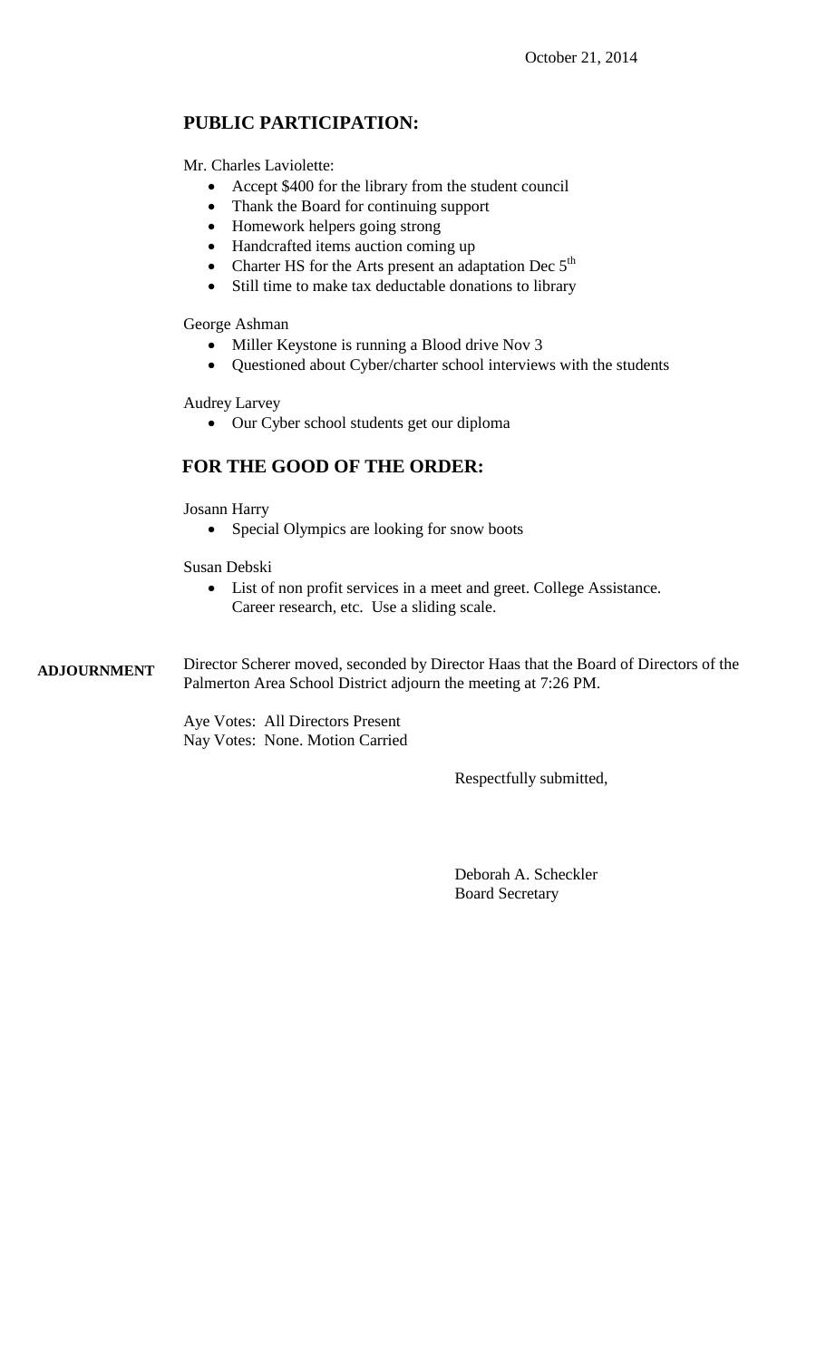October 21, 2014

## PUBLIC PARTICIPATION:

Mr. Charles Laviolette:

- Accept $400 for the library from the student council
- Thank the Board for continuing support
- Homework helpers going strong
- Handcrafted items auction coming up
- Charter HS for the Arts present an adaptation Dec 5th
- Still time to make tax deductable donations to library

George Ashman

- Miller Keystone is running a Blood drive Nov 3
- Questioned about Cyber/charter school interviews with the students

Audrey Larvey

- Our Cyber school students get our diploma

## FOR THE GOOD OF THE ORDER:

Josann Harry

- Special Olympics are looking for snow boots

Susan Debski

- List of non profit services in a meet and greet. College Assistance. Career research, etc. Use a sliding scale.

**ADJOURNMENT** Director Scherer moved, seconded by Director Haas that the Board of Directors of the Palmerton Area School District adjourn the meeting at 7:26 PM.

Aye Votes: All Directors Present
Nay Votes: None. Motion Carried

Respectfully submitted,

Deborah A. Scheckler
Board Secretary